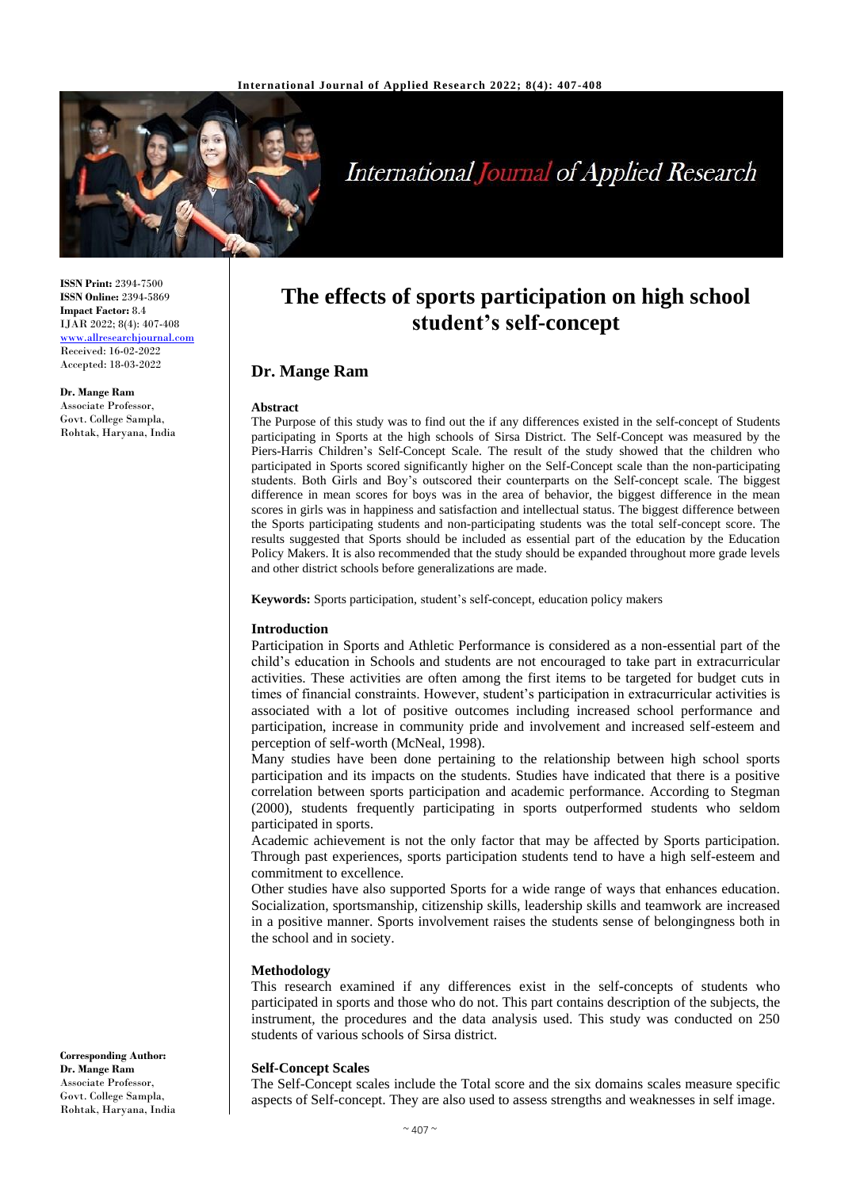**ISSN Print:** 2394-7500
**ISSN Online:** 2394-5869
**Impact Factor:** 8.4
IJAR 2022; 8(4): 407-408
www.allresearchjournal.com
Received: 16-02-2022
Accepted: 18-03-2022

**Dr. Mange Ram**
Associate Professor,
Govt. College Sampla,
Rohtak, Haryana, India

**Corresponding Author:**
**Dr. Mange Ram**
Associate Professor,
Govt. College Sampla,
Rohtak, Haryana, India

# The effects of sports participation on high school student's self-concept

## Dr. Mange Ram

**Abstract**

The Purpose of this study was to find out the if any differences existed in the self-concept of Students participating in Sports at the high schools of Sirsa District. The Self-Concept was measured by the Piers-Harris Children's Self-Concept Scale. The result of the study showed that the children who participated in Sports scored significantly higher on the Self-Concept scale than the non-participating students. Both Girls and Boy's outscored their counterparts on the Self-concept scale. The biggest difference in mean scores for boys was in the area of behavior, the biggest difference in the mean scores in girls was in happiness and satisfaction and intellectual status. The biggest difference between the Sports participating students and non-participating students was the total self-concept score. The results suggested that Sports should be included as essential part of the education by the Education Policy Makers. It is also recommended that the study should be expanded throughout more grade levels and other district schools before generalizations are made.

**Keywords:** Sports participation, student's self-concept, education policy makers

### Introduction

Participation in Sports and Athletic Performance is considered as a non-essential part of the child's education in Schools and students are not encouraged to take part in extracurricular activities. These activities are often among the first items to be targeted for budget cuts in times of financial constraints. However, student's participation in extracurricular activities is associated with a lot of positive outcomes including increased school performance and participation, increase in community pride and involvement and increased self-esteem and perception of self-worth (McNeal, 1998).

Many studies have been done pertaining to the relationship between high school sports participation and its impacts on the students. Studies have indicated that there is a positive correlation between sports participation and academic performance. According to Stegman (2000), students frequently participating in sports outperformed students who seldom participated in sports.

Academic achievement is not the only factor that may be affected by Sports participation. Through past experiences, sports participation students tend to have a high self-esteem and commitment to excellence.

Other studies have also supported Sports for a wide range of ways that enhances education. Socialization, sportsmanship, citizenship skills, leadership skills and teamwork are increased in a positive manner. Sports involvement raises the students sense of belongingness both in the school and in society.

### Methodology

This research examined if any differences exist in the self-concepts of students who participated in sports and those who do not. This part contains description of the subjects, the instrument, the procedures and the data analysis used. This study was conducted on 250 students of various schools of Sirsa district.

### Self-Concept Scales

The Self-Concept scales include the Total score and the six domains scales measure specific aspects of Self-concept. They are also used to assess strengths and weaknesses in self image.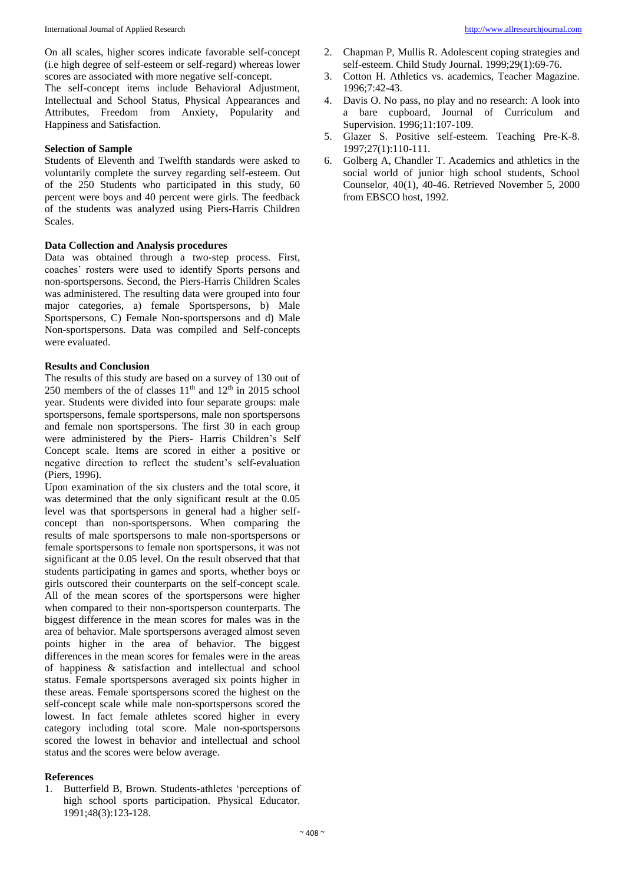On all scales, higher scores indicate favorable self-concept (i.e high degree of self-esteem or self-regard) whereas lower scores are associated with more negative self-concept.
The self-concept items include Behavioral Adjustment, Intellectual and School Status, Physical Appearances and Attributes, Freedom from Anxiety, Popularity and Happiness and Satisfaction.

**Selection of Sample**
Students of Eleventh and Twelfth standards were asked to voluntarily complete the survey regarding self-esteem. Out of the 250 Students who participated in this study, 60 percent were boys and 40 percent were girls. The feedback of the students was analyzed using Piers-Harris Children Scales.

**Data Collection and Analysis procedures**
Data was obtained through a two-step process. First, coaches' rosters were used to identify Sports persons and non-sportspersons. Second, the Piers-Harris Children Scales was administered. The resulting data were grouped into four major categories, a) female Sportspersons, b) Male Sportspersons, C) Female Non-sportspersons and d) Male Non-sportspersons. Data was compiled and Self-concepts were evaluated.

**Results and Conclusion**
The results of this study are based on a survey of 130 out of 250 members of the of classes 11th and 12th in 2015 school year. Students were divided into four separate groups: male sportspersons, female sportspersons, male non sportspersons and female non sportspersons. The first 30 in each group were administered by the Piers- Harris Children's Self Concept scale. Items are scored in either a positive or negative direction to reflect the student's self-evaluation (Piers, 1996).
Upon examination of the six clusters and the total score, it was determined that the only significant result at the 0.05 level was that sportspersons in general had a higher self-concept than non-sportspersons. When comparing the results of male sportspersons to male non-sportspersons or female sportspersons to female non sportspersons, it was not significant at the 0.05 level. On the result observed that that students participating in games and sports, whether boys or girls outscored their counterparts on the self-concept scale. All of the mean scores of the sportspersons were higher when compared to their non-sportsperson counterparts. The biggest difference in the mean scores for males was in the area of behavior. Male sportspersons averaged almost seven points higher in the area of behavior. The biggest differences in the mean scores for females were in the areas of happiness & satisfaction and intellectual and school status. Female sportspersons averaged six points higher in these areas. Female sportspersons scored the highest on the self-concept scale while male non-sportspersons scored the lowest. In fact female athletes scored higher in every category including total score. Male non-sportspersons scored the lowest in behavior and intellectual and school status and the scores were below average.

**References**
1. Butterfield B, Brown. Students-athletes 'perceptions of high school sports participation. Physical Educator. 1991;48(3):123-128.
2. Chapman P, Mullis R. Adolescent coping strategies and self-esteem. Child Study Journal. 1999;29(1):69-76.
3. Cotton H. Athletics vs. academics, Teacher Magazine. 1996;7:42-43.
4. Davis O. No pass, no play and no research: A look into a bare cupboard, Journal of Curriculum and Supervision. 1996;11:107-109.
5. Glazer S. Positive self-esteem. Teaching Pre-K-8. 1997;27(1):110-111.
6. Golberg A, Chandler T. Academics and athletics in the social world of junior high school students, School Counselor, 40(1), 40-46. Retrieved November 5, 2000 from EBSCO host, 1992.